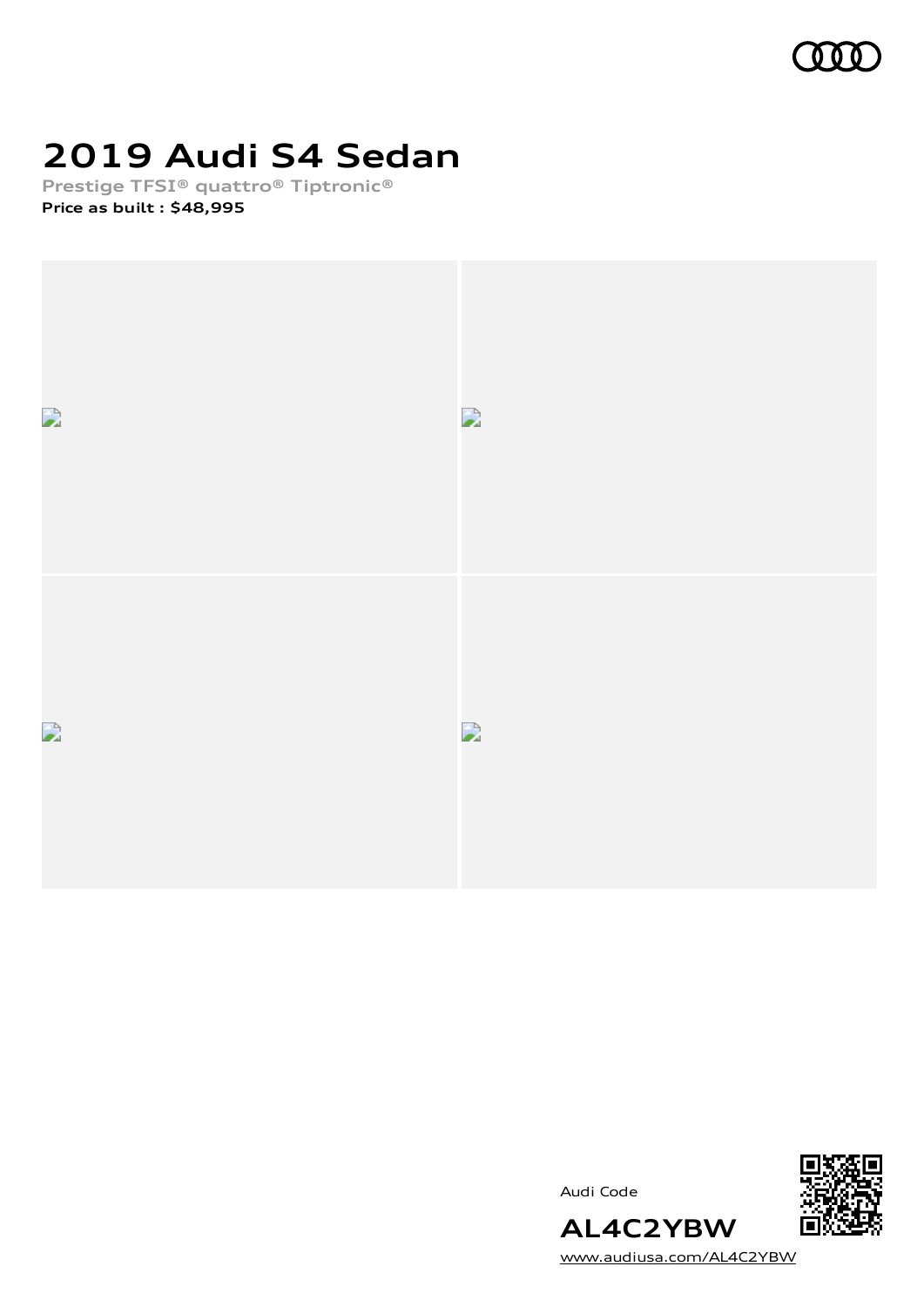# 2019 Audi S4 Sedan

**Prestige TFSI® quattro® Tiptronic®**

**Price as built : $48,995**

Audi Code

**AL4C2YBW**

[www.audiusa.com/AL4C2YBW](www.audiusa.com/AL4C2YBW)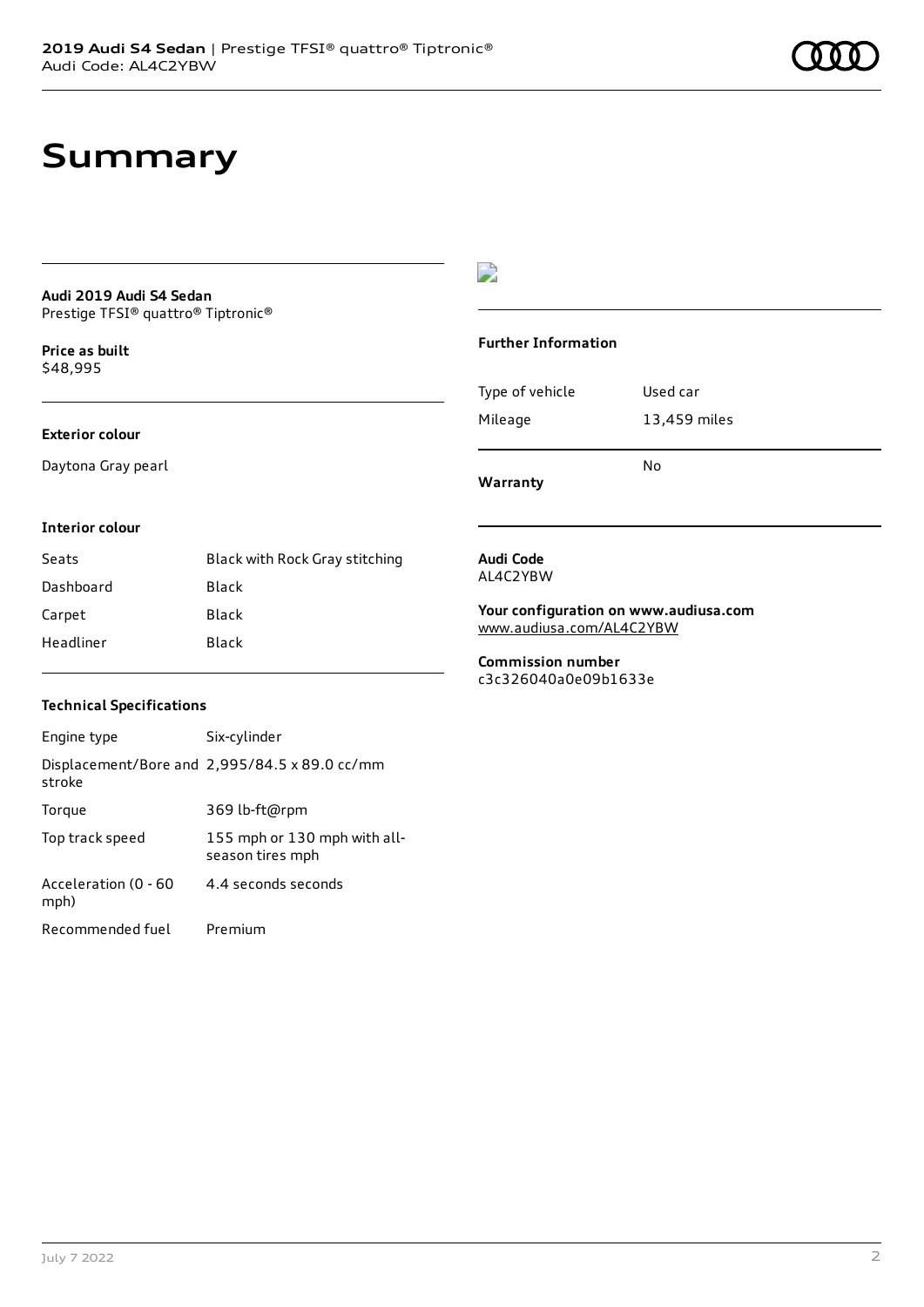# Summary

**Audi 2019 Audi S4 Sedan**
Prestige TFSI® quattro® Tiptronic®

**Price as built**
$48,995

**Exterior colour**

Daytona Gray pearl

**Interior colour**

| | |
|---|---|
| Seats | Black with Rock Gray stitching |
| Dashboard | Black |
| Carpet | Black |
| Headliner | Black |

**Technical Specifications**

| | |
|---|---|
| Engine type | Six-cylinder |
| Displacement/Bore and stroke | 2,995/84.5 x 89.0 cc/mm |
| Torque | 369 lb-ft@rpm |
| Top track speed | 155 mph or 130 mph with all-season tires mph |
| Acceleration (0 - 60 mph) | 4.4 seconds seconds |
| Recommended fuel | Premium |

**Further Information**

| | |
|---|---|
| Type of vehicle | Used car |
| Mileage | 13,459 miles |
| **Warranty** | No |

**Audi Code**
AL4C2YBW

**Your configuration on www.audiusa.com**
www.audiusa.com/AL4C2YBW

**Commission number**
c3c326040a0e09b1633e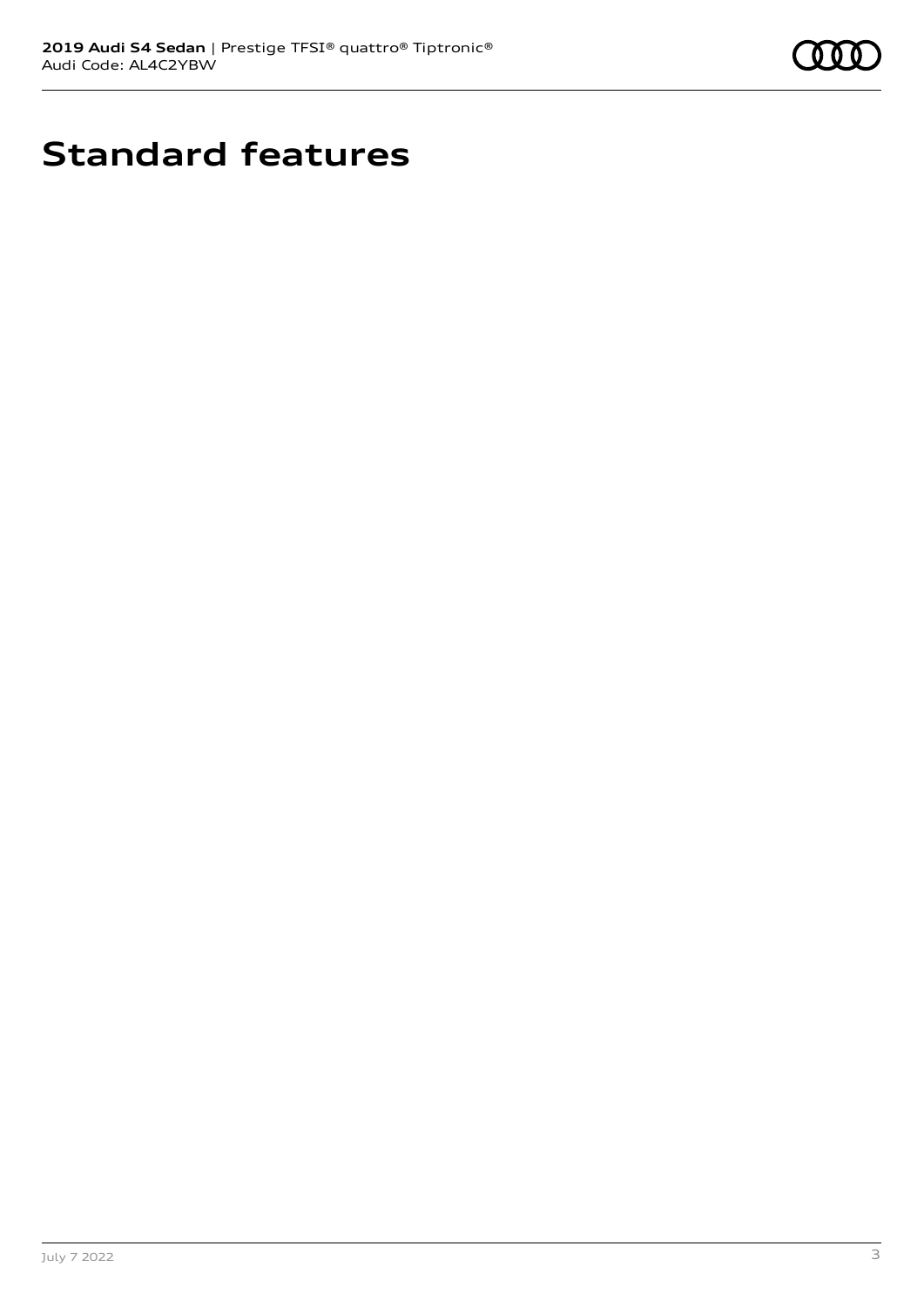# Standard features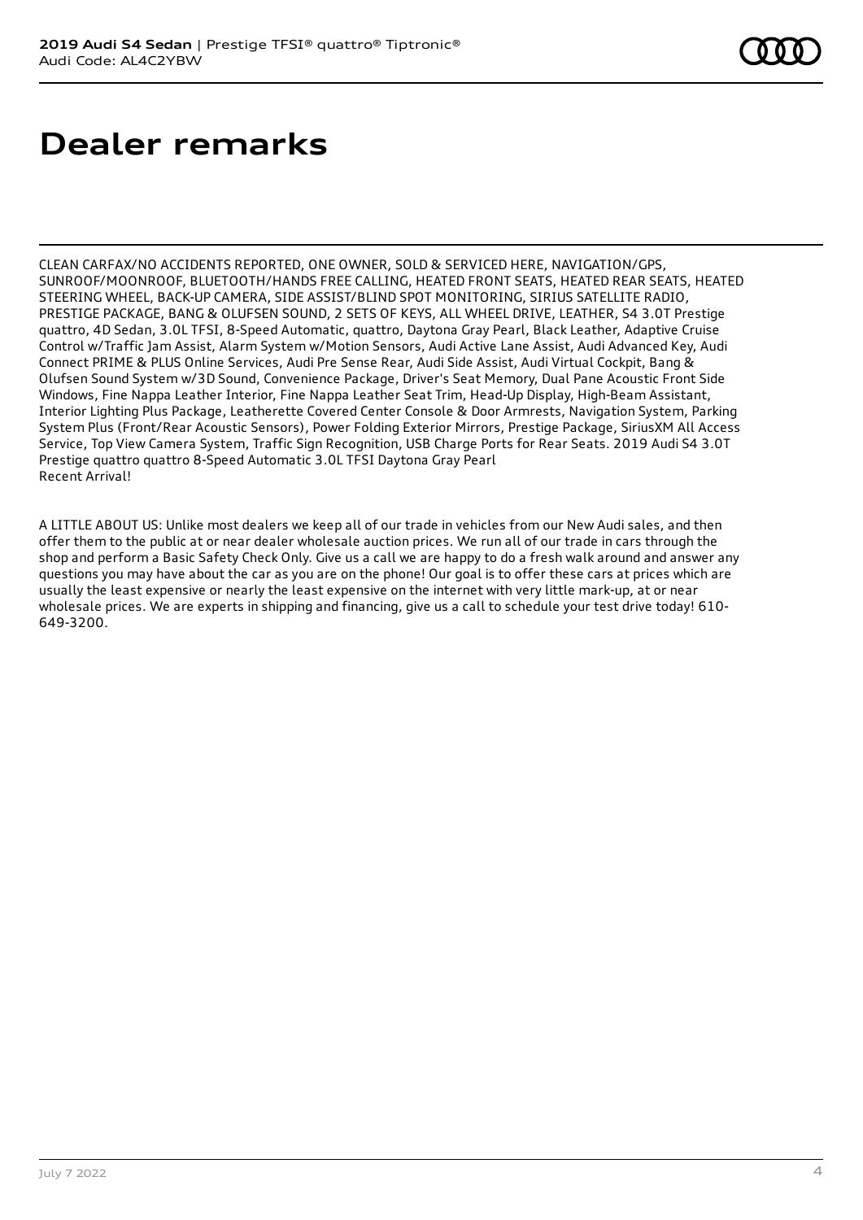# Dealer remarks

CLEAN CARFAX/NO ACCIDENTS REPORTED, ONE OWNER, SOLD & SERVICED HERE, NAVIGATION/GPS, SUNROOF/MOONROOF, BLUETOOTH/HANDS FREE CALLING, HEATED FRONT SEATS, HEATED REAR SEATS, HEATED STEERING WHEEL, BACK-UP CAMERA, SIDE ASSIST/BLIND SPOT MONITORING, SIRIUS SATELLITE RADIO, PRESTIGE PACKAGE, BANG & OLUFSEN SOUND, 2 SETS OF KEYS, ALL WHEEL DRIVE, LEATHER, S4 3.0T Prestige quattro, 4D Sedan, 3.0L TFSI, 8-Speed Automatic, quattro, Daytona Gray Pearl, Black Leather, Adaptive Cruise Control w/Traffic Jam Assist, Alarm System w/Motion Sensors, Audi Active Lane Assist, Audi Advanced Key, Audi Connect PRIME & PLUS Online Services, Audi Pre Sense Rear, Audi Side Assist, Audi Virtual Cockpit, Bang & Olufsen Sound System w/3D Sound, Convenience Package, Driver's Seat Memory, Dual Pane Acoustic Front Side Windows, Fine Nappa Leather Interior, Fine Nappa Leather Seat Trim, Head-Up Display, High-Beam Assistant, Interior Lighting Plus Package, Leatherette Covered Center Console & Door Armrests, Navigation System, Parking System Plus (Front/Rear Acoustic Sensors), Power Folding Exterior Mirrors, Prestige Package, SiriusXM All Access Service, Top View Camera System, Traffic Sign Recognition, USB Charge Ports for Rear Seats. 2019 Audi S4 3.0T Prestige quattro quattro 8-Speed Automatic 3.0L TFSI Daytona Gray Pearl
Recent Arrival!

A LITTLE ABOUT US: Unlike most dealers we keep all of our trade in vehicles from our New Audi sales, and then offer them to the public at or near dealer wholesale auction prices. We run all of our trade in cars through the shop and perform a Basic Safety Check Only. Give us a call we are happy to do a fresh walk around and answer any questions you may have about the car as you are on the phone! Our goal is to offer these cars at prices which are usually the least expensive or nearly the least expensive on the internet with very little mark-up, at or near wholesale prices. We are experts in shipping and financing, give us a call to schedule your test drive today! 610-649-3200.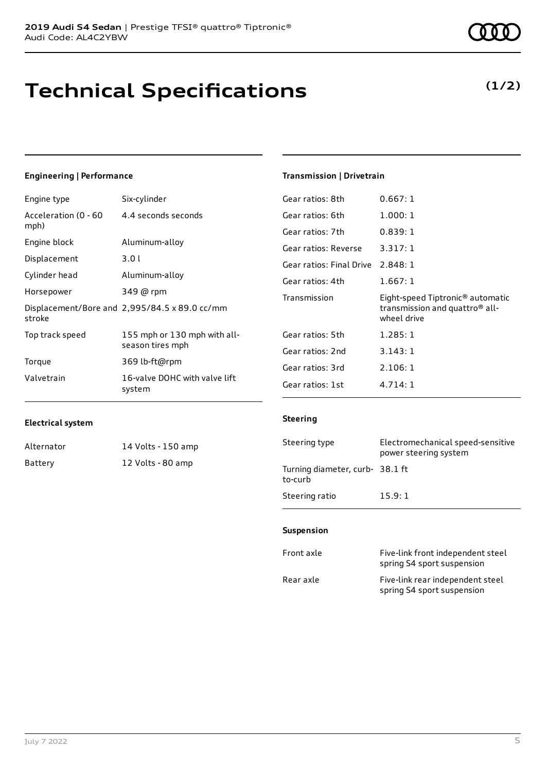# Technical Specifications

**(1/2)**

### Engineering | Performance

| | |
|---|---|
| Engine type | Six-cylinder |
| Acceleration (0 - 60 mph) | 4.4 seconds seconds |
| Engine block | Aluminum-alloy |
| Displacement | 3.0 l |
| Cylinder head | Aluminum-alloy |
| Horsepower | 349 @ rpm |
| Displacement/Bore and stroke | 2,995/84.5 x 89.0 cc/mm |
| Top track speed | 155 mph or 130 mph with all-season tires mph |
| Torque | 369 lb-ft@rpm |
| Valvetrain | 16-valve DOHC with valve lift system |

### Electrical system

| | |
|---|---|
| Alternator | 14 Volts - 150 amp |
| Battery | 12 Volts - 80 amp |

### Transmission | Drivetrain

| | |
|---|---|
| Gear ratios: 8th | 0.667: 1 |
| Gear ratios: 6th | 1.000: 1 |
| Gear ratios: 7th | 0.839: 1 |
| Gear ratios: Reverse | 3.317: 1 |
| Gear ratios: Final Drive | 2.848: 1 |
| Gear ratios: 4th | 1.667: 1 |
| Transmission | Eight-speed Tiptronic® automatic transmission and quattro® all-wheel drive |
| Gear ratios: 5th | 1.285: 1 |
| Gear ratios: 2nd | 3.143: 1 |
| Gear ratios: 3rd | 2.106: 1 |
| Gear ratios: 1st | 4.714: 1 |

### Steering

| | |
|---|---|
| Steering type | Electromechanical speed-sensitive power steering system |
| Turning diameter, curb-to-curb | 38.1 ft |
| Steering ratio | 15.9: 1 |

### Suspension

| | |
|---|---|
| Front axle | Five-link front independent steel spring S4 sport suspension |
| Rear axle | Five-link rear independent steel spring S4 sport suspension |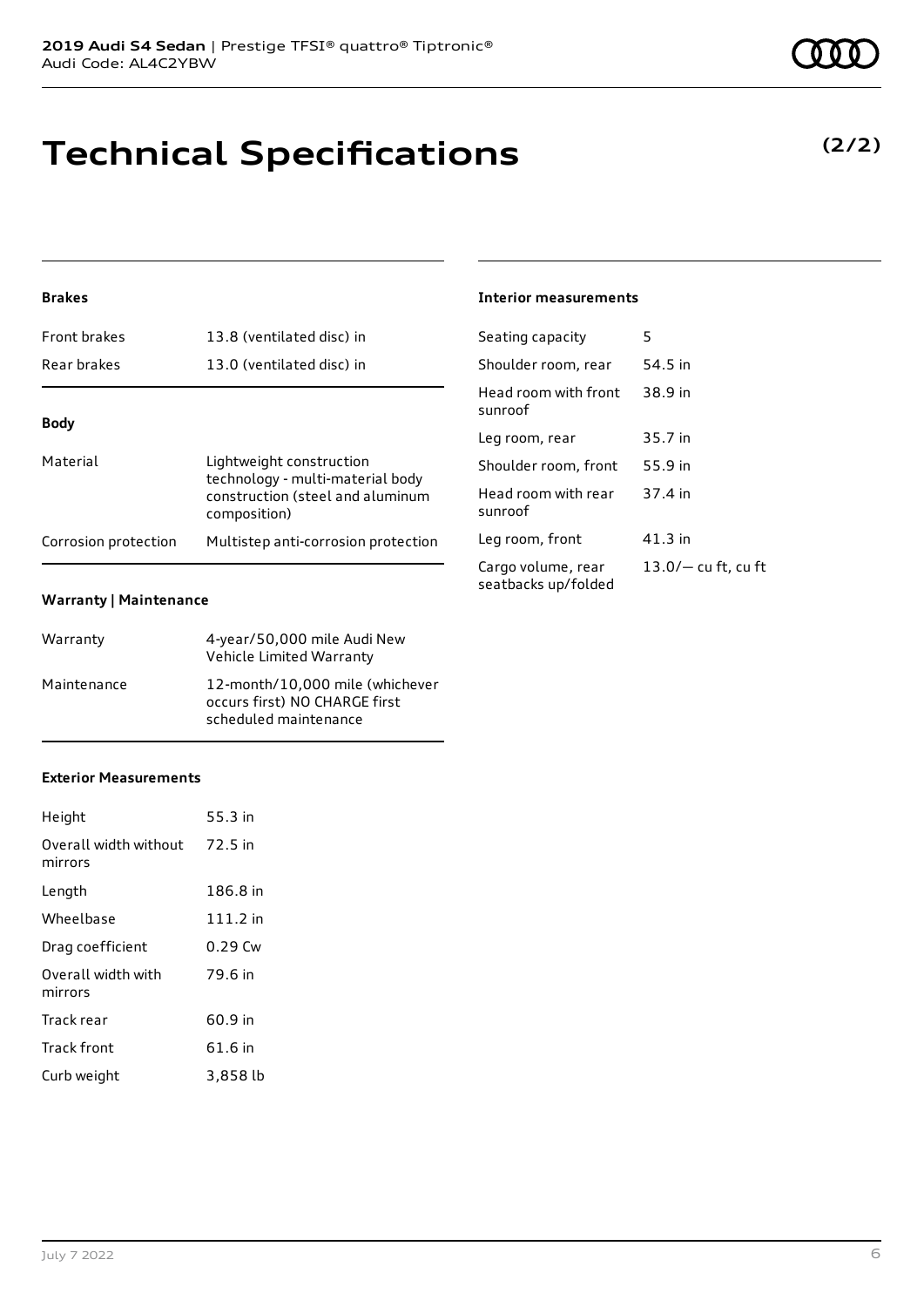# Technical Specifications

**(2/2)**

### Brakes

| | |
|---|---|
| Front brakes | 13.8 (ventilated disc) in |
| Rear brakes | 13.0 (ventilated disc) in |

### Body

| | |
|---|---|
| Material | Lightweight construction technology - multi-material body construction (steel and aluminum composition) |
| Corrosion protection | Multistep anti-corrosion protection |

### Warranty | Maintenance

| | |
|---|---|
| Warranty | 4-year/50,000 mile Audi New Vehicle Limited Warranty |
| Maintenance | 12-month/10,000 mile (whichever occurs first) NO CHARGE first scheduled maintenance |

### Exterior Measurements

| | |
|---|---|
| Height | 55.3 in |
| Overall width without mirrors | 72.5 in |
| Length | 186.8 in |
| Wheelbase | 111.2 in |
| Drag coefficient | 0.29 Cw |
| Overall width with mirrors | 79.6 in |
| Track rear | 60.9 in |
| Track front | 61.6 in |
| Curb weight | 3,858 lb |

### Interior measurements

| | |
|---|---|
| Seating capacity | 5 |
| Shoulder room, rear | 54.5 in |
| Head room with front sunroof | 38.9 in |
| Leg room, rear | 35.7 in |
| Shoulder room, front | 55.9 in |
| Head room with rear sunroof | 37.4 in |
| Leg room, front | 41.3 in |
| Cargo volume, rear seatbacks up/folded | 13.0/— cu ft, cu ft |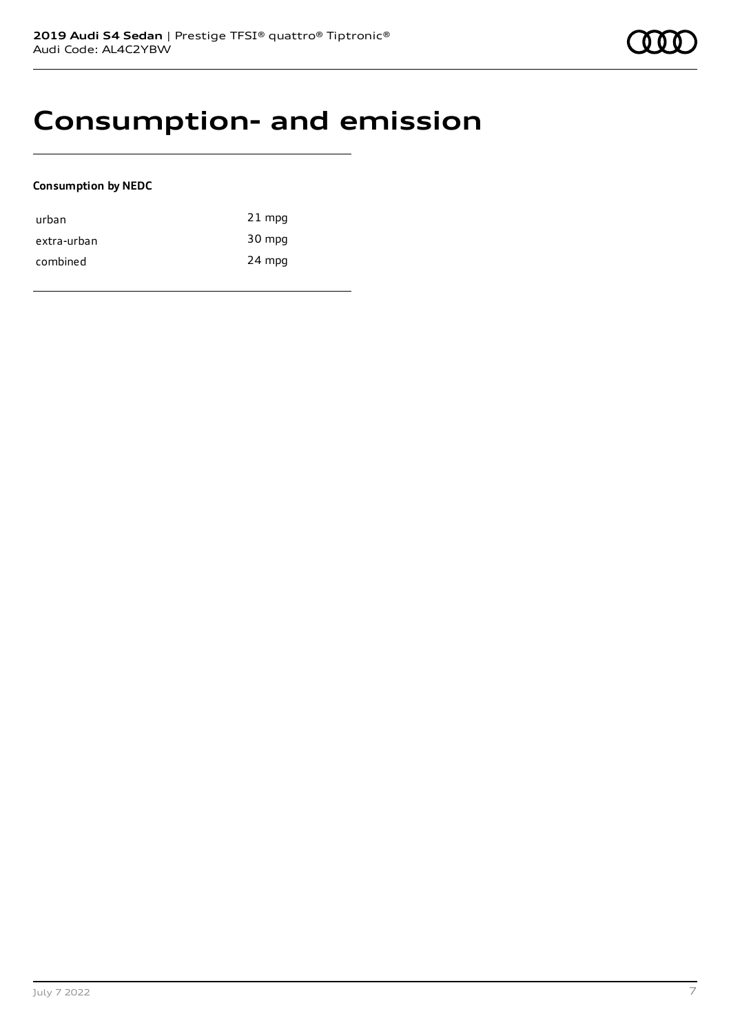# Consumption- and emission

**Consumption by NEDC**

| | |
|---|---|
| urban | 21 mpg |
| extra-urban | 30 mpg |
| combined | 24 mpg |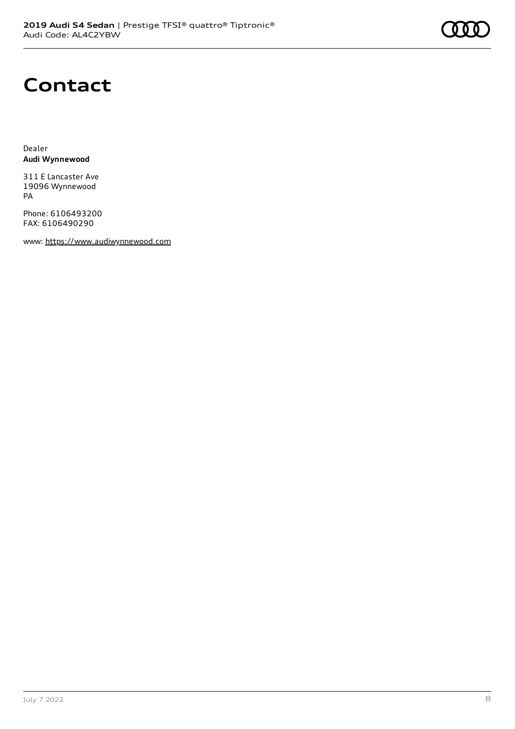# Contact

Dealer
**Audi Wynnewood**

311 E Lancaster Ave
19096 Wynnewood
PA

Phone: 6106493200
FAX: 6106490290

www: https://www.audiwynnewood.com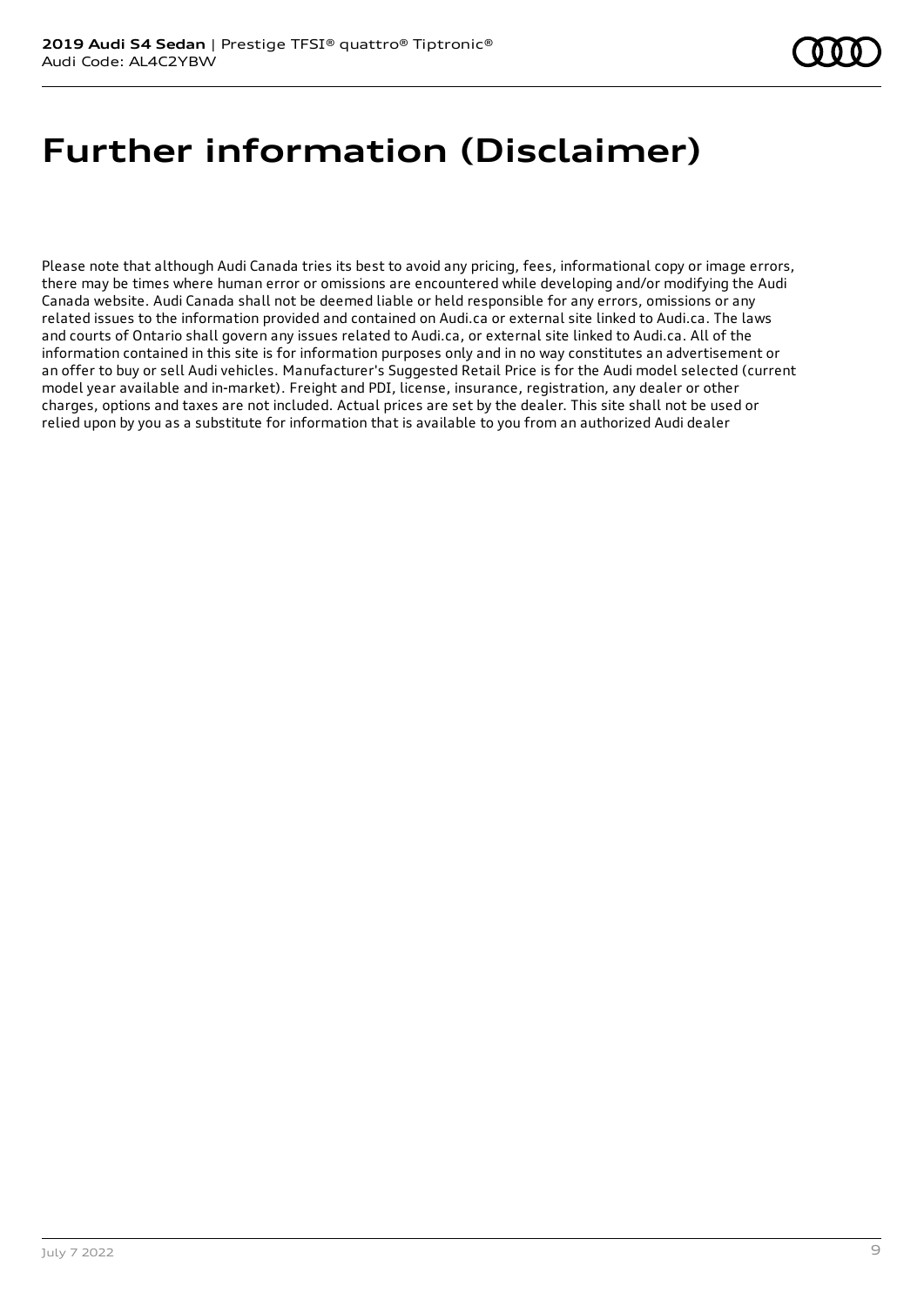# Further information (Disclaimer)

Please note that although Audi Canada tries its best to avoid any pricing, fees, informational copy or image errors, there may be times where human error or omissions are encountered while developing and/or modifying the Audi Canada website. Audi Canada shall not be deemed liable or held responsible for any errors, omissions or any related issues to the information provided and contained on Audi.ca or external site linked to Audi.ca. The laws and courts of Ontario shall govern any issues related to Audi.ca, or external site linked to Audi.ca. All of the information contained in this site is for information purposes only and in no way constitutes an advertisement or an offer to buy or sell Audi vehicles. Manufacturer's Suggested Retail Price is for the Audi model selected (current model year available and in-market). Freight and PDI, license, insurance, registration, any dealer or other charges, options and taxes are not included. Actual prices are set by the dealer. This site shall not be used or relied upon by you as a substitute for information that is available to you from an authorized Audi dealer